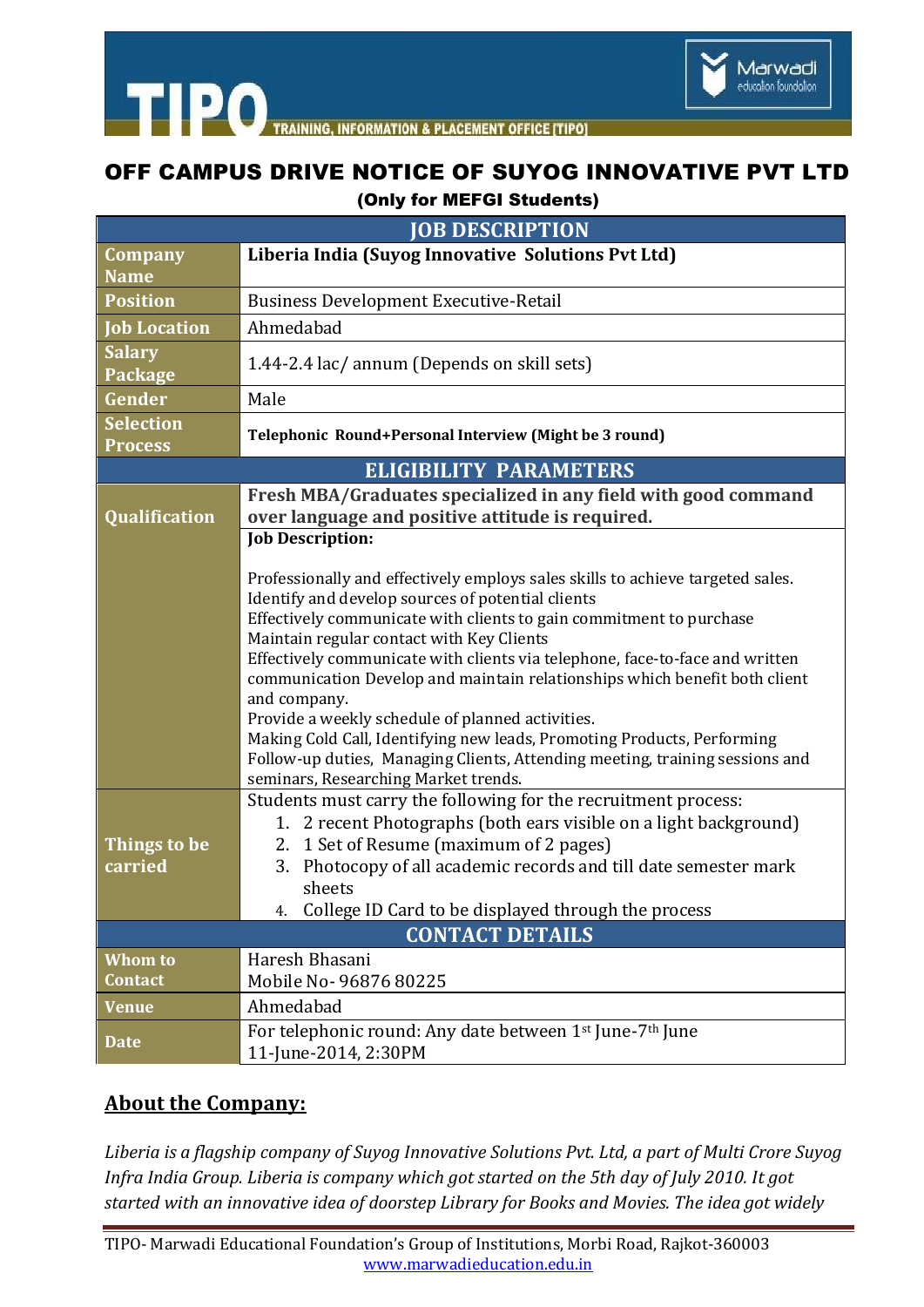TIPO TRAINING, INFORMATION & PLACEMENT OFFICE [TIPO]

# OFF CAMPUS DRIVE NOTICE OF SUYOG INNOVATIVE PVT LTD

**(Only for MEFGI Students)**

| JOB DESCRIPTION | |
|---|---|
| **Company Name** | **Liberia India (Suyog Innovative Solutions Pvt Ltd)** |
| **Position** | Business Development Executive-Retail |
| **Job Location** | Ahmedabad |
| **Salary Package** | 1.44-2.4 lac/ annum (Depends on skill sets) |
| **Gender** | Male |
| **Selection Process** | **Telephonic Round+Personal Interview (Might be 3 round)** |
| **ELIGIBILITY PARAMETERS** | |
| **Qualification** | **Fresh MBA/Graduates specialized in any field with good command over language and positive attitude is required.** |
| | **Job Description:**<br><br>Professionally and effectively employs sales skills to achieve targeted sales.<br>Identify and develop sources of potential clients<br>Effectively communicate with clients to gain commitment to purchase<br>Maintain regular contact with Key Clients<br>Effectively communicate with clients via telephone, face-to-face and written communication Develop and maintain relationships which benefit both client and company.<br>Provide a weekly schedule of planned activities.<br>Making Cold Call, Identifying new leads, Promoting Products, Performing Follow-up duties, Managing Clients, Attending meeting, training sessions and seminars, Researching Market trends. |
| **Things to be carried** | Students must carry the following for the recruitment process:<br>1. 2 recent Photographs (both ears visible on a light background)<br>2. 1 Set of Resume (maximum of 2 pages)<br>3. Photocopy of all academic records and till date semester mark sheets<br>4. College ID Card to be displayed through the process |
| **CONTACT DETAILS** | |
| **Whom to Contact** | Haresh Bhasani<br>Mobile No- 96876 80225 |
| **Venue** | Ahmedabad |
| **Date** | For telephonic round: Any date between 1st June-7th June<br>11-June-2014, 2:30PM |

## About the Company:

*Liberia is a flagship company of Suyog Innovative Solutions Pvt. Ltd, a part of Multi Crore Suyog Infra India Group. Liberia is company which got started on the 5th day of July 2010. It got started with an innovative idea of doorstep Library for Books and Movies. The idea got widely*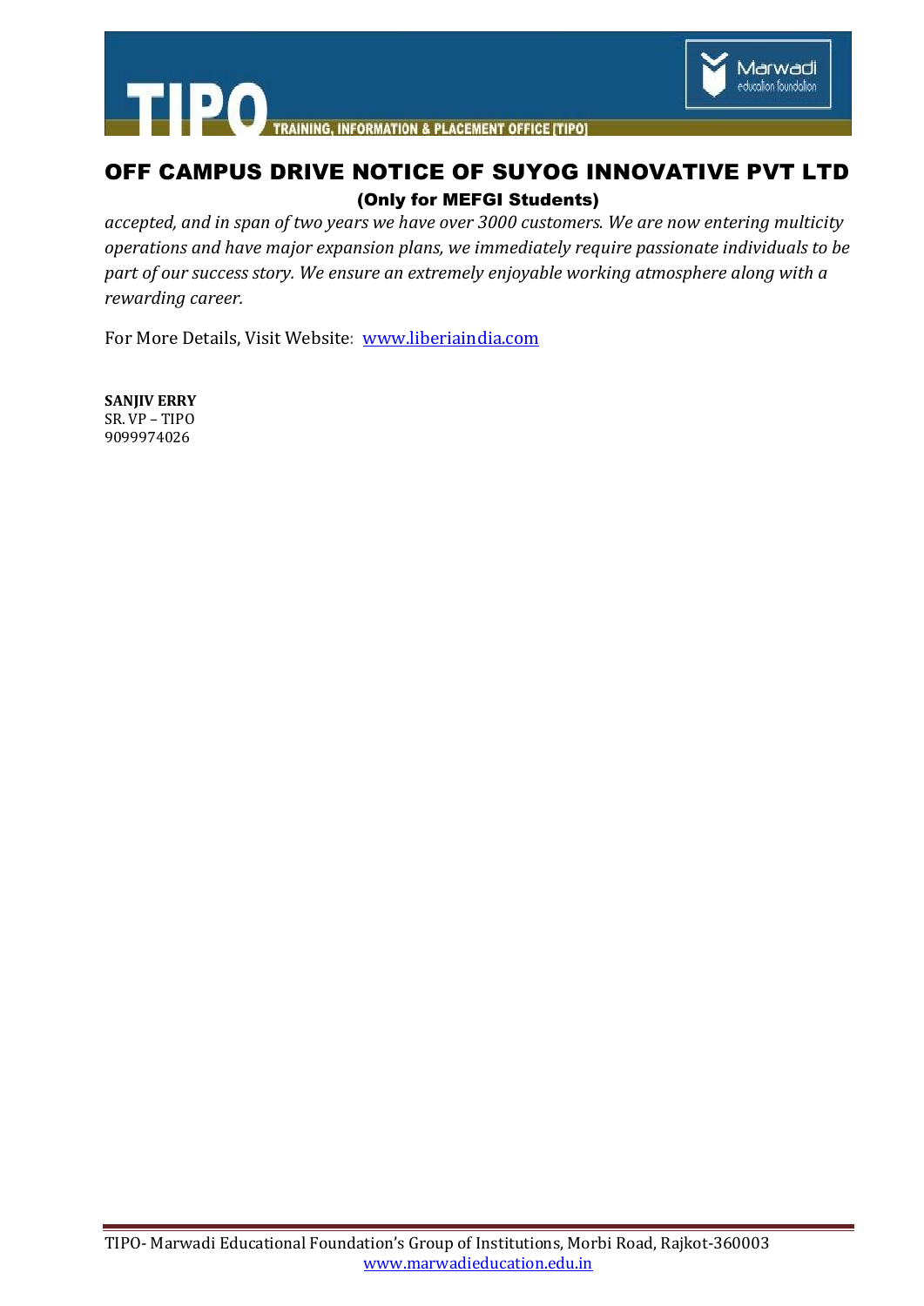# OFF CAMPUS DRIVE NOTICE OF SUYOG INNOVATIVE PVT LTD

## (Only for MEFGI Students)

*accepted, and in span of two years we have over 3000 customers. We are now entering multicity operations and have major expansion plans, we immediately require passionate individuals to be part of our success story. We ensure an extremely enjoyable working atmosphere along with a rewarding career.*

For More Details, Visit Website: www.liberiaindia.com

**SANJIV ERRY**
SR. VP – TIPO
9099974026